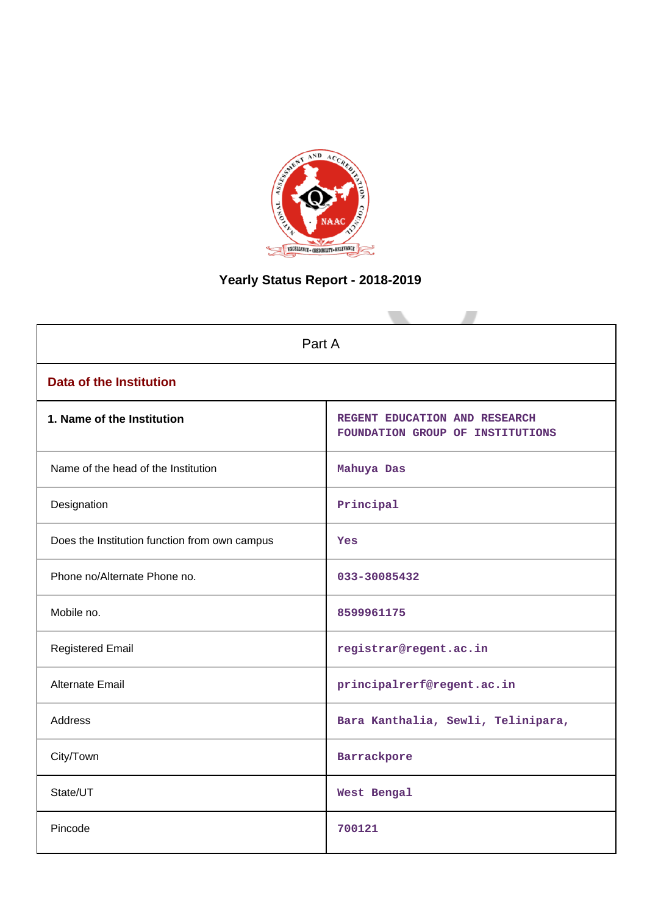# Yearly Status Report - 2018-2019

| Part A | |
|---|---|
| **Data of the Institution** | |
| **1. Name of the Institution** | REGENT EDUCATION AND RESEARCH FOUNDATION GROUP OF INSTITUTIONS |
| Name of the head of the Institution | Mahuya Das |
| Designation | Principal |
| Does the Institution function from own campus | Yes |
| Phone no/Alternate Phone no. | 033-30085432 |
| Mobile no. | 8599961175 |
| Registered Email | registrar@regent.ac.in |
| Alternate Email | principalrerf@regent.ac.in |
| Address | Bara Kanthalia, Sewli, Telinipara, |
| City/Town | Barrackpore |
| State/UT | West Bengal |
| Pincode | 700121 |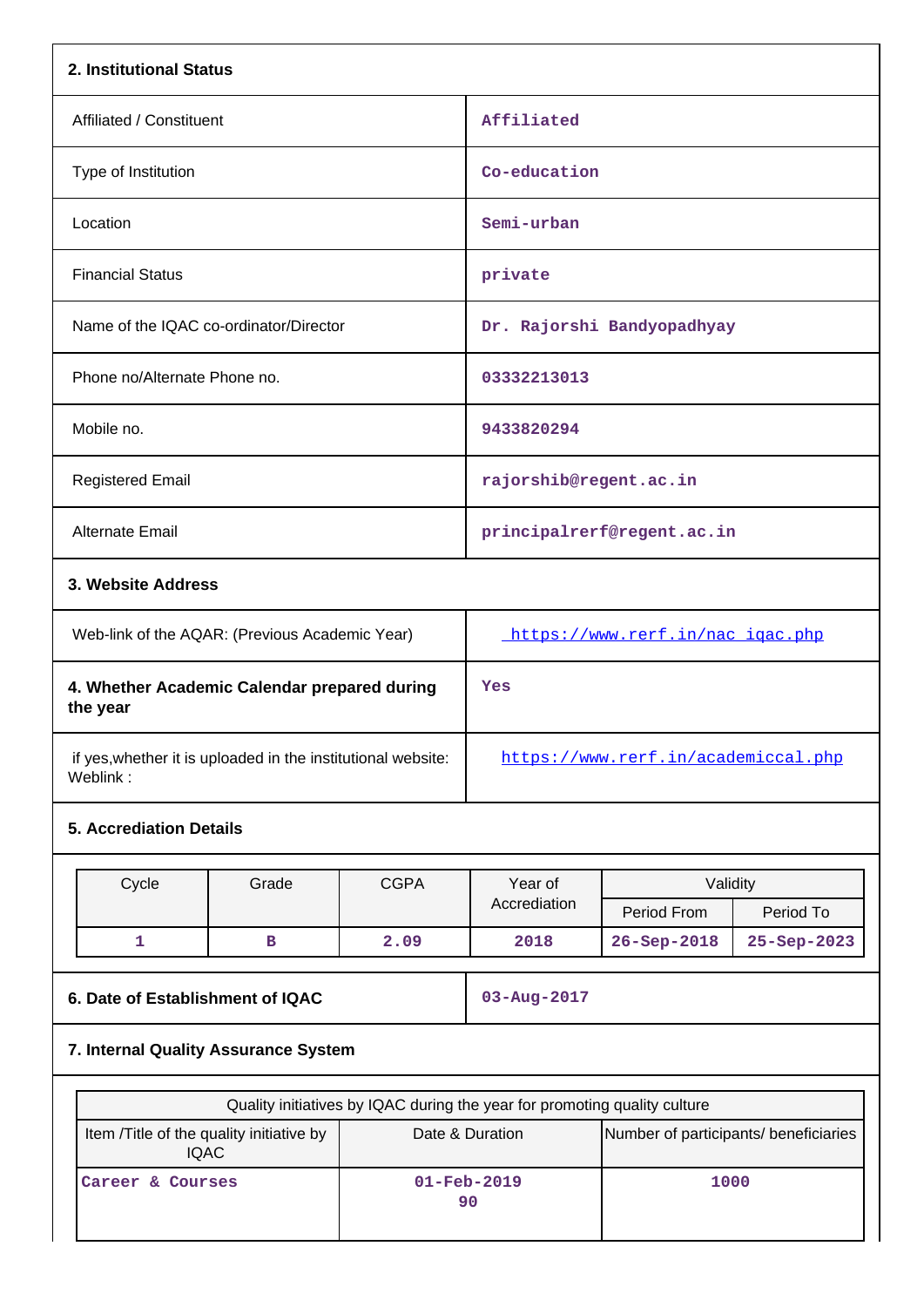## 2. Institutional Status

| | |
|---|---|
| Affiliated / Constituent | Affiliated |
| Type of Institution | Co-education |
| Location | Semi-urban |
| Financial Status | private |
| Name of the IQAC co-ordinator/Director | Dr. Rajorshi Bandyopadhyay |
| Phone no/Alternate Phone no. | 03332213013 |
| Mobile no. | 9433820294 |
| Registered Email | rajorshib@regent.ac.in |
| Alternate Email | principalrerf@regent.ac.in |

## 3. Website Address

| | |
|---|---|
| Web-link of the AQAR: (Previous Academic Year) | https://www.rerf.in/nac_iqac.php |
| **4. Whether Academic Calendar prepared during the year** | Yes |
| if yes,whether it is uploaded in the institutional website: Weblink : | https://www.rerf.in/academiccal.php |

## 5. Accreditation Details

| Cycle | Grade | CGPA | Year of Accrediation | Validity | |
|---|---|---|---|---|---|
| | | | | Period From | Period To |
| 1 | B | 2.09 | 2018 | 26-Sep-2018 | 25-Sep-2023 |

| | |
|---|---|
| **6. Date of Establishment of IQAC** | 03-Aug-2017 |

## 7. Internal Quality Assurance System

| Quality initiatives by IQAC during the year for promoting quality culture | | |
|---|---|---|
| Item /Title of the quality initiative by IQAC | Date & Duration | Number of participants/ beneficiaries |
| Career & Courses | 01-Feb-2019<br>90 | 1000 |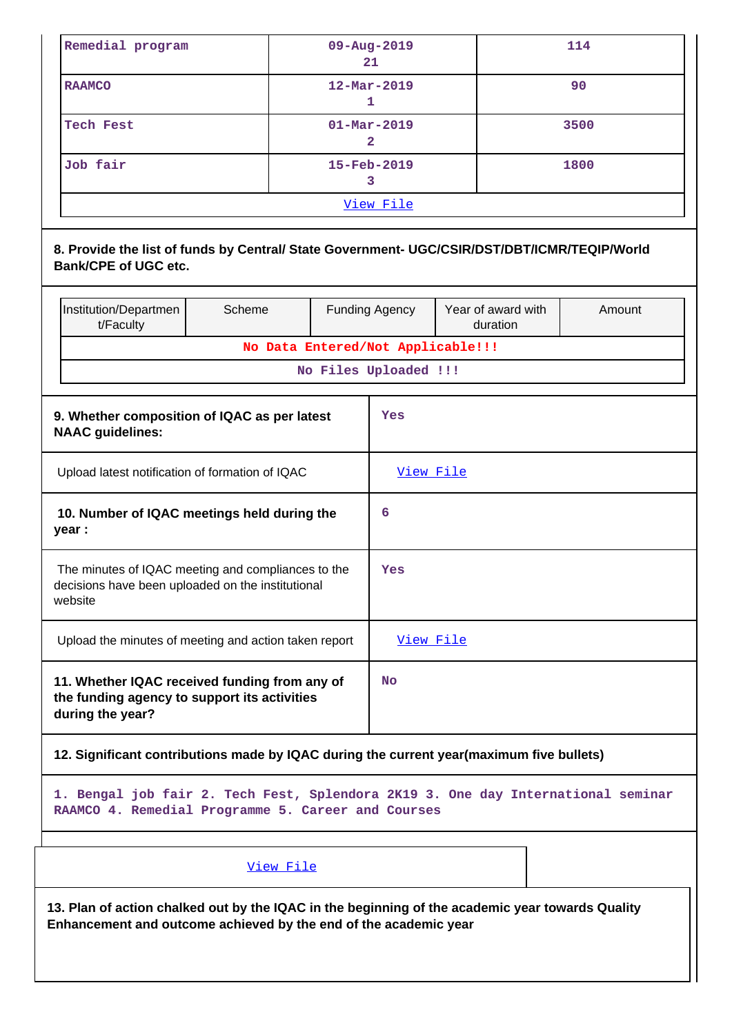| | | |
|---|---|---|
| Remedial program | 09-Aug-2019<br>21 | 114 |
| RAAMCO | 12-Mar-2019<br>1 | 90 |
| Tech Fest | 01-Mar-2019<br>2 | 3500 |
| Job fair | 15-Feb-2019<br>3 | 1800 |
| View File | | |

**8. Provide the list of funds by Central/ State Government- UGC/CSIR/DST/DBT/ICMR/TEQIP/World Bank/CPE of UGC etc.**

| Institution/Department/Faculty | Scheme | Funding Agency | Year of award with duration | Amount |
|---|---|---|---|---|
| No Data Entered/Not Applicable!!! | | | | |
| No Files Uploaded !!! | | | | |

| | |
|---|---|
| **9. Whether composition of IQAC as per latest NAAC guidelines:** | Yes |
| Upload latest notification of formation of IQAC | View File |
| **10. Number of IQAC meetings held during the year :** | 6 |
| The minutes of IQAC meeting and compliances to the decisions have been uploaded on the institutional website | Yes |
| Upload the minutes of meeting and action taken report | View File |
| **11. Whether IQAC received funding from any of the funding agency to support its activities during the year?** | No |

**12. Significant contributions made by IQAC during the current year(maximum five bullets)**

1. Bengal job fair 2. Tech Fest, Splendora 2K19 3. One day International seminar RAAMCO 4. Remedial Programme 5. Career and Courses

View File

**13. Plan of action chalked out by the IQAC in the beginning of the academic year towards Quality Enhancement and outcome achieved by the end of the academic year**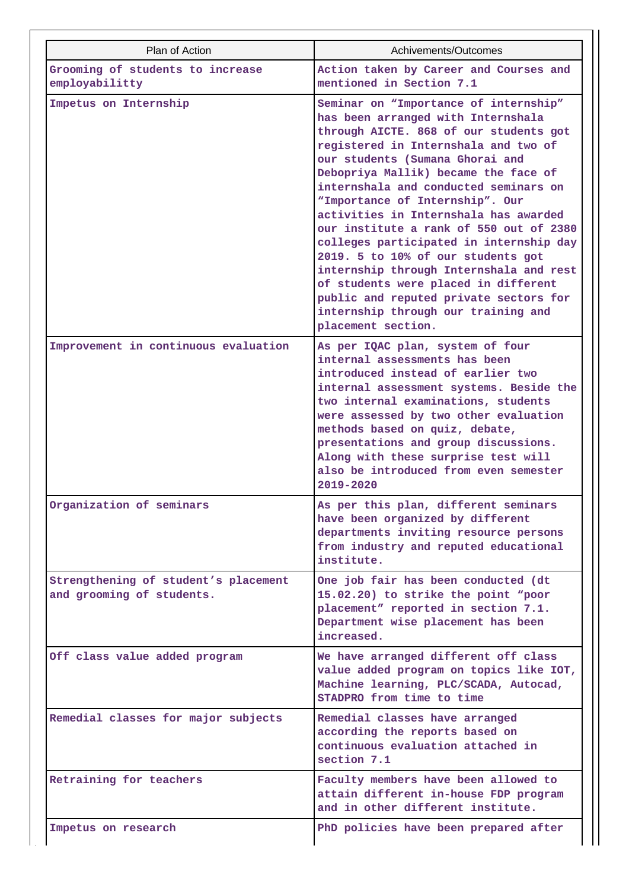| Plan of Action | Achivements/Outcomes |
|---|---|
| Grooming of students to increase employabilitty | Action taken by Career and Courses and mentioned in Section 7.1 |
| Impetus on Internship | Seminar on "Importance of internship" has been arranged with Internshala through AICTE. 868 of our students got registered in Internshala and two of our students (Sumana Ghorai and Debopriya Mallik) became the face of internshala and conducted seminars on "Importance of Internship". Our activities in Internshala has awarded our institute a rank of 550 out of 2380 colleges participated in internship day 2019. 5 to 10% of our students got internship through Internshala and rest of students were placed in different public and reputed private sectors for internship through our training and placement section. |
| Improvement in continuous evaluation | As per IQAC plan, system of four internal assessments has been introduced instead of earlier two internal assessment systems. Beside the two internal examinations, students were assessed by two other evaluation methods based on quiz, debate, presentations and group discussions. Along with these surprise test will also be introduced from even semester 2019-2020 |
| Organization of seminars | As per this plan, different seminars have been organized by different departments inviting resource persons from industry and reputed educational institute. |
| Strengthening of student's placement and grooming of students. | One job fair has been conducted (dt 15.02.20) to strike the point "poor placement" reported in section 7.1. Department wise placement has been increased. |
| Off class value added program | We have arranged different off class value added program on topics like IOT, Machine learning, PLC/SCADA, Autocad, STADPRO from time to time |
| Remedial classes for major subjects | Remedial classes have arranged according the reports based on continuous evaluation attached in section 7.1 |
| Retraining for teachers | Faculty members have been allowed to attain different in-house FDP program and in other different institute. |
| Impetus on research | PhD policies have been prepared after |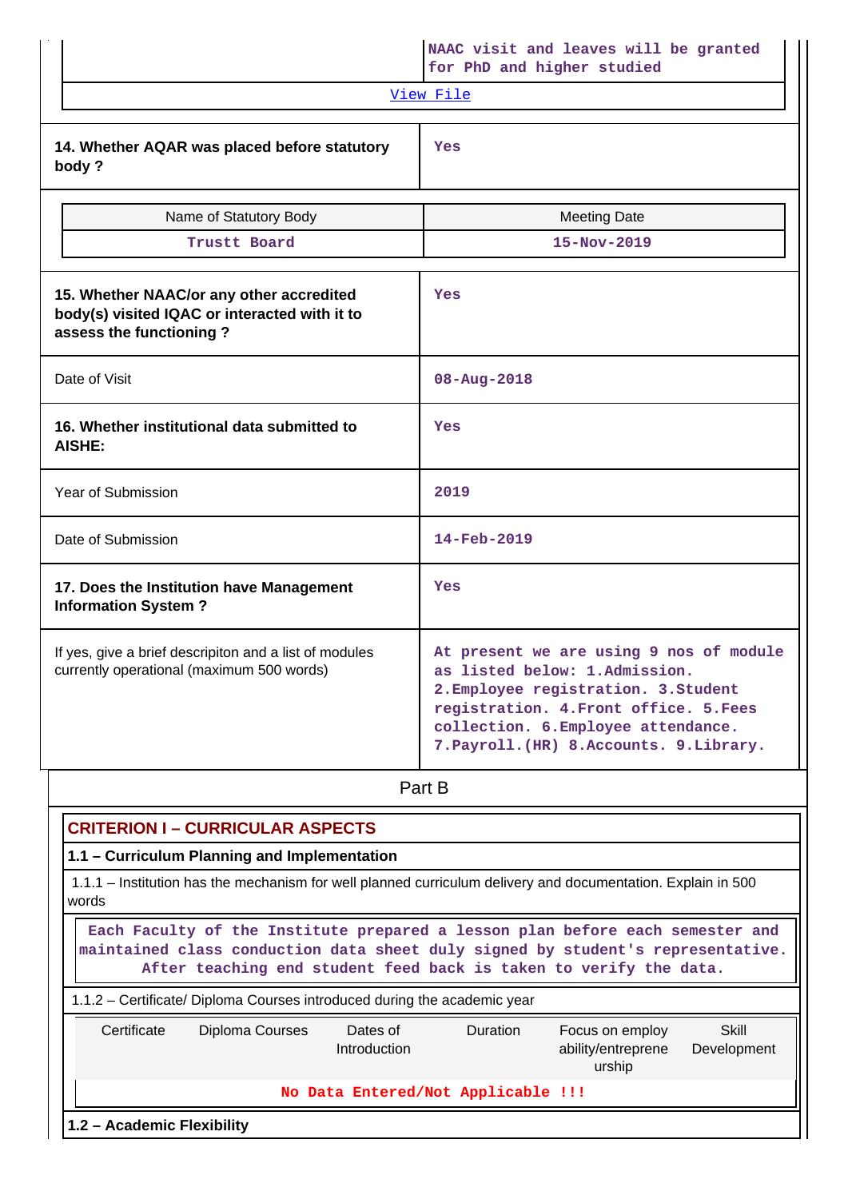| | NAAC visit and leaves will be granted for PhD and higher studied |
|---|---|

[View File]

| 14. Whether AQAR was placed before statutory body ? | Yes |
|---|---|

| Name of Statutory Body | Meeting Date |
|---|---|
| Trustt Board | 15-Nov-2019 |

| 15. Whether NAAC/or any other accredited body(s) visited IQAC or interacted with it to assess the functioning ? | Yes |
|---|---|
| Date of Visit | 08-Aug-2018 |
| 16. Whether institutional data submitted to AISHE: | Yes |
| Year of Submission | 2019 |
| Date of Submission | 14-Feb-2019 |
| 17. Does the Institution have Management Information System ? | Yes |
| If yes, give a brief descripiton and a list of modules currently operational (maximum 500 words) | At present we are using 9 nos of module as listed below: 1.Admission. 2.Employee registration. 3.Student registration. 4.Front office. 5.Fees collection. 6.Employee attendance. 7.Payroll.(HR) 8.Accounts. 9.Library. |

# Part B

## CRITERION I – CURRICULAR ASPECTS

### 1.1 – Curriculum Planning and Implementation

1.1.1 – Institution has the mechanism for well planned curriculum delivery and documentation. Explain in 500 words

Each Faculty of the Institute prepared a lesson plan before each semester and maintained class conduction data sheet duly signed by student's representative. After teaching end student feed back is taken to verify the data.

1.1.2 – Certificate/ Diploma Courses introduced during the academic year

| Certificate | Diploma Courses | Dates of Introduction | Duration | Focus on employ ability/entreprene urship | Skill Development |
|---|---|---|---|---|---|
| No Data Entered/Not Applicable !!! | | | | | |

### 1.2 – Academic Flexibility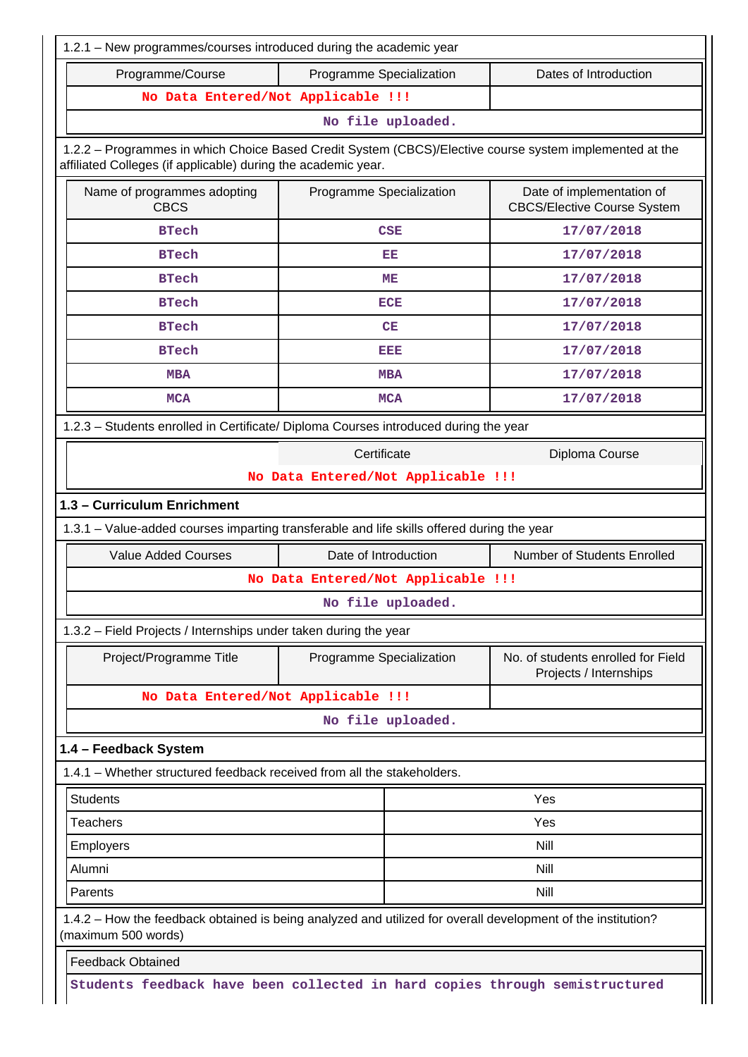1.2.1 – New programmes/courses introduced during the academic year

| Programme/Course | Programme Specialization | Dates of Introduction |
|---|---|---|
| No Data Entered/Not Applicable !!! | | |
| No file uploaded. | | |

1.2.2 – Programmes in which Choice Based Credit System (CBCS)/Elective course system implemented at the affiliated Colleges (if applicable) during the academic year.

| Name of programmes adopting CBCS | Programme Specialization | Date of implementation of CBCS/Elective Course System |
|---|---|---|
| BTech | CSE | 17/07/2018 |
| BTech | EE | 17/07/2018 |
| BTech | ME | 17/07/2018 |
| BTech | ECE | 17/07/2018 |
| BTech | CE | 17/07/2018 |
| BTech | EEE | 17/07/2018 |
| MBA | MBA | 17/07/2018 |
| MCA | MCA | 17/07/2018 |

1.2.3 – Students enrolled in Certificate/ Diploma Courses introduced during the year

| | Certificate | Diploma Course |
|---|---|---|
| No Data Entered/Not Applicable !!! | | |

## 1.3 – Curriculum Enrichment

1.3.1 – Value-added courses imparting transferable and life skills offered during the year

| Value Added Courses | Date of Introduction | Number of Students Enrolled |
|---|---|---|
| No Data Entered/Not Applicable !!! | | |
| No file uploaded. | | |

1.3.2 – Field Projects / Internships under taken during the year

| Project/Programme Title | Programme Specialization | No. of students enrolled for Field Projects / Internships |
|---|---|---|
| No Data Entered/Not Applicable !!! | | |
| No file uploaded. | | |

## 1.4 – Feedback System

1.4.1 – Whether structured feedback received from all the stakeholders.

| | |
|---|---|
| Students | Yes |
| Teachers | Yes |
| Employers | Nill |
| Alumni | Nill |
| Parents | Nill |

1.4.2 – How the feedback obtained is being analyzed and utilized for overall development of the institution? (maximum 500 words)

Feedback Obtained

Students feedback have been collected in hard copies through semistructured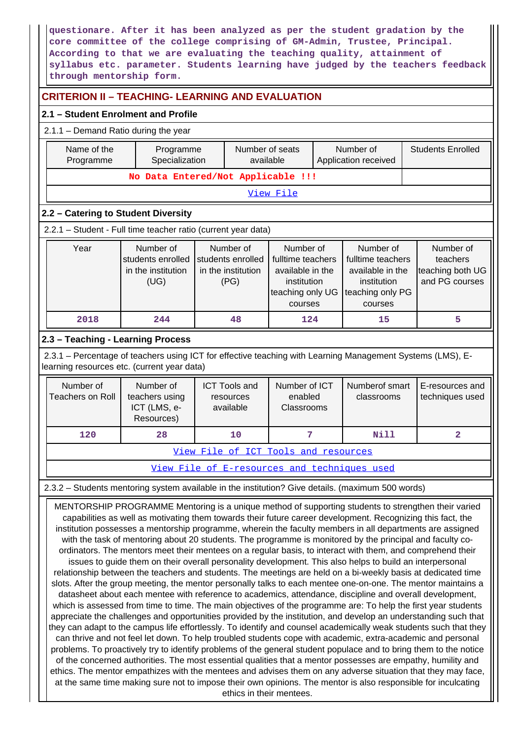questionare. After it has been analyzed as per the student gradation by the core committee of the college comprising of GM-Admin, Trustee, Principal. According to that we are evaluating the teaching quality, attainment of syllabus etc. parameter. Students learning have judged by the teachers feedback through mentorship form.

## CRITERION II – TEACHING- LEARNING AND EVALUATION

### 2.1 – Student Enrolment and Profile

2.1.1 – Demand Ratio during the year

| Name of the Programme | Programme Specialization | Number of seats available | Number of Application received | Students Enrolled |
|---|---|---|---|---|
| No Data Entered/Not Applicable !!! | | | | |
| View File | | | | |

### 2.2 – Catering to Student Diversity

2.2.1 – Student - Full time teacher ratio (current year data)

| Year | Number of students enrolled in the institution (UG) | Number of students enrolled in the institution (PG) | Number of fulltime teachers available in the institution teaching only UG courses | Number of fulltime teachers available in the institution teaching only PG courses | Number of teachers teaching both UG and PG courses |
|---|---|---|---|---|---|
| 2018 | 244 | 48 | 124 | 15 | 5 |

### 2.3 – Teaching - Learning Process

2.3.1 – Percentage of teachers using ICT for effective teaching with Learning Management Systems (LMS), E-learning resources etc. (current year data)

| Number of Teachers on Roll | Number of teachers using ICT (LMS, e-Resources) | ICT Tools and resources available | Number of ICT enabled Classrooms | Numberof smart classrooms | E-resources and techniques used |
|---|---|---|---|---|---|
| 120 | 28 | 10 | 7 | Nill | 2 |
| View File of ICT Tools and resources | | | | | |
| View File of E-resources and techniques used | | | | | |

2.3.2 – Students mentoring system available in the institution? Give details. (maximum 500 words)

MENTORSHIP PROGRAMME Mentoring is a unique method of supporting students to strengthen their varied capabilities as well as motivating them towards their future career development. Recognizing this fact, the institution possesses a mentorship programme, wherein the faculty members in all departments are assigned with the task of mentoring about 20 students. The programme is monitored by the principal and faculty co-ordinators. The mentors meet their mentees on a regular basis, to interact with them, and comprehend their issues to guide them on their overall personality development. This also helps to build an interpersonal relationship between the teachers and students. The meetings are held on a bi-weekly basis at dedicated time slots. After the group meeting, the mentor personally talks to each mentee one-on-one. The mentor maintains a datasheet about each mentee with reference to academics, attendance, discipline and overall development, which is assessed from time to time. The main objectives of the programme are: To help the first year students appreciate the challenges and opportunities provided by the institution, and develop an understanding such that they can adapt to the campus life effortlessly. To identify and counsel academically weak students such that they can thrive and not feel let down. To help troubled students cope with academic, extra-academic and personal problems. To proactively try to identify problems of the general student populace and to bring them to the notice of the concerned authorities. The most essential qualities that a mentor possesses are empathy, humility and ethics. The mentor empathizes with the mentees and advises them on any adverse situation that they may face, at the same time making sure not to impose their own opinions. The mentor is also responsible for inculcating ethics in their mentees.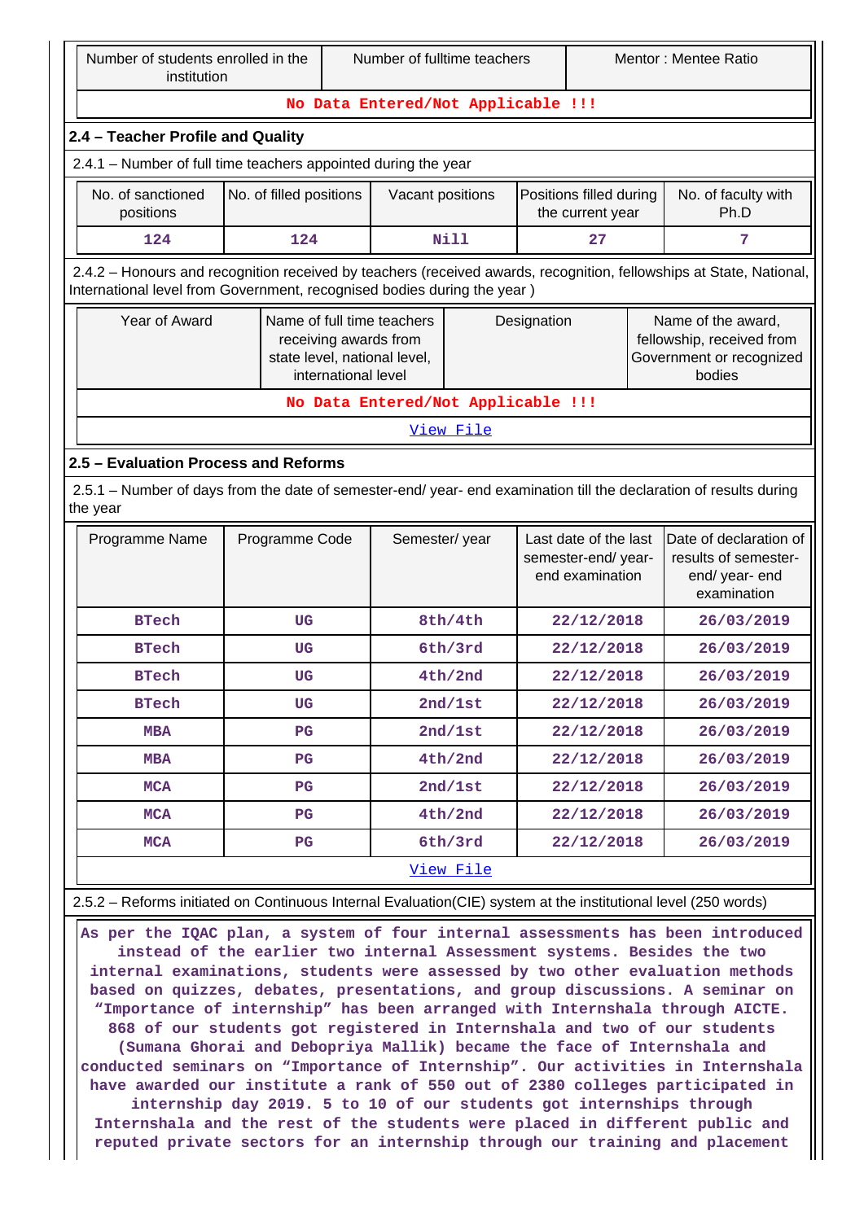| Number of students enrolled in the institution | Number of fulltime teachers | Mentor : Mentee Ratio |
|---|---|---|
| No Data Entered/Not Applicable !!! | | |

## 2.4 – Teacher Profile and Quality

2.4.1 – Number of full time teachers appointed during the year

| No. of sanctioned positions | No. of filled positions | Vacant positions | Positions filled during the current year | No. of faculty with Ph.D |
|---|---|---|---|---|
| 124 | 124 | Nill | 27 | 7 |

2.4.2 – Honours and recognition received by teachers (received awards, recognition, fellowships at State, National, International level from Government, recognised bodies during the year )

| Year of Award | Name of full time teachers receiving awards from state level, national level, international level | Designation | Name of the award, fellowship, received from Government or recognized bodies |
|---|---|---|---|
| No Data Entered/Not Applicable !!! | | | |
| View File | | | |

## 2.5 – Evaluation Process and Reforms

2.5.1 – Number of days from the date of semester-end/ year- end examination till the declaration of results during the year

| Programme Name | Programme Code | Semester/ year | Last date of the last semester-end/ year- end examination | Date of declaration of results of semester-end/ year- end examination |
|---|---|---|---|---|
| BTech | UG | 8th/4th | 22/12/2018 | 26/03/2019 |
| BTech | UG | 6th/3rd | 22/12/2018 | 26/03/2019 |
| BTech | UG | 4th/2nd | 22/12/2018 | 26/03/2019 |
| BTech | UG | 2nd/1st | 22/12/2018 | 26/03/2019 |
| MBA | PG | 2nd/1st | 22/12/2018 | 26/03/2019 |
| MBA | PG | 4th/2nd | 22/12/2018 | 26/03/2019 |
| MCA | PG | 2nd/1st | 22/12/2018 | 26/03/2019 |
| MCA | PG | 4th/2nd | 22/12/2018 | 26/03/2019 |
| MCA | PG | 6th/3rd | 22/12/2018 | 26/03/2019 |
| View File | | | | |

2.5.2 – Reforms initiated on Continuous Internal Evaluation(CIE) system at the institutional level (250 words)

As per the IQAC plan, a system of four internal assessments has been introduced instead of the earlier two internal Assessment systems. Besides the two internal examinations, students were assessed by two other evaluation methods based on quizzes, debates, presentations, and group discussions. A seminar on "Importance of internship" has been arranged with Internshala through AICTE. 868 of our students got registered in Internshala and two of our students (Sumana Ghorai and Debopriya Mallik) became the face of Internshala and conducted seminars on "Importance of Internship". Our activities in Internshala have awarded our institute a rank of 550 out of 2380 colleges participated in internship day 2019. 5 to 10 of our students got internships through Internshala and the rest of the students were placed in different public and reputed private sectors for an internship through our training and placement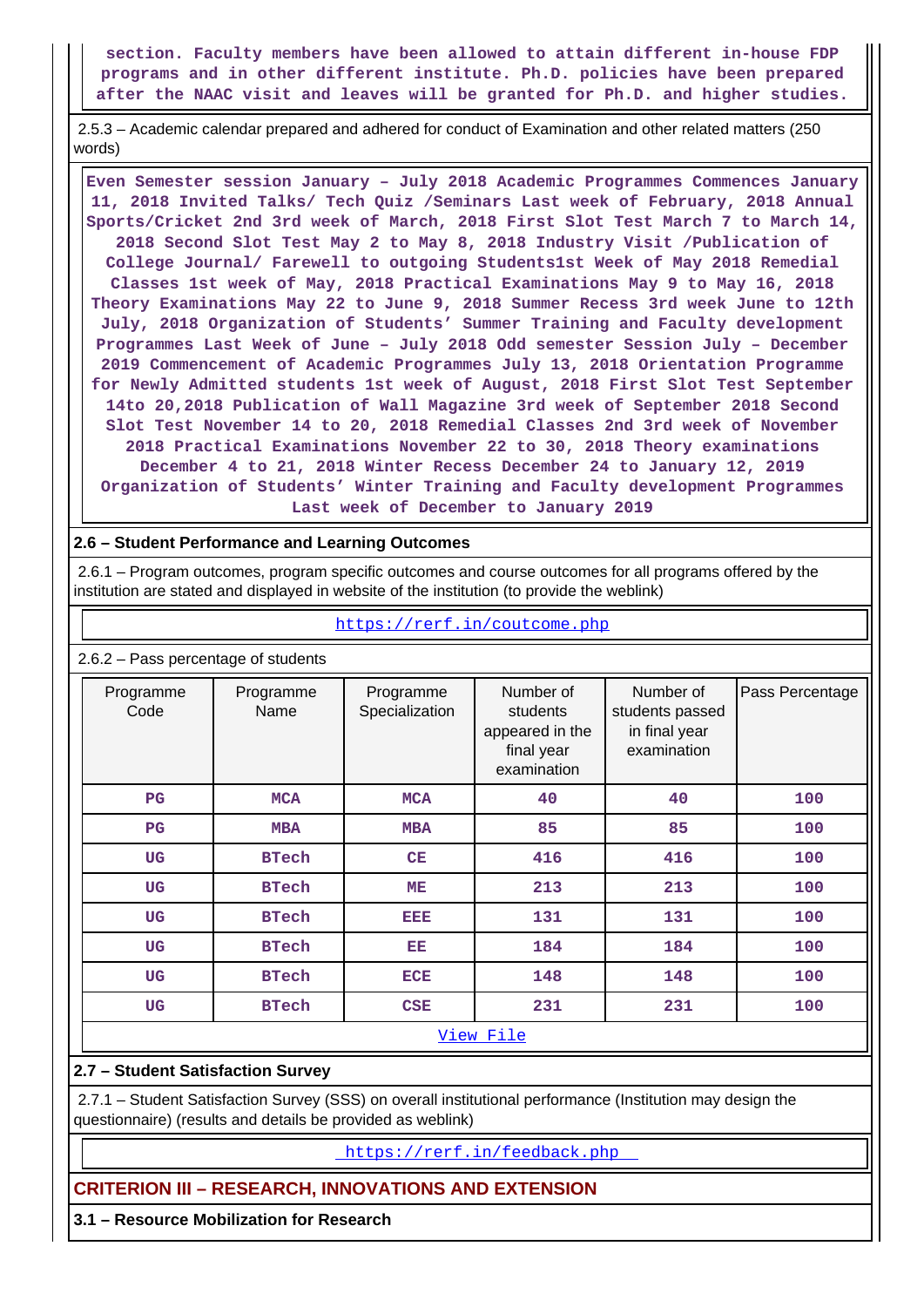section. Faculty members have been allowed to attain different in-house FDP programs and in other different institute. Ph.D. policies have been prepared after the NAAC visit and leaves will be granted for Ph.D. and higher studies.

2.5.3 – Academic calendar prepared and adhered for conduct of Examination and other related matters (250 words)

Even Semester session January – July 2018 Academic Programmes Commences January 11, 2018 Invited Talks/ Tech Quiz /Seminars Last week of February, 2018 Annual Sports/Cricket 2nd 3rd week of March, 2018 First Slot Test March 7 to March 14, 2018 Second Slot Test May 2 to May 8, 2018 Industry Visit /Publication of College Journal/ Farewell to outgoing Students1st Week of May 2018 Remedial Classes 1st week of May, 2018 Practical Examinations May 9 to May 16, 2018 Theory Examinations May 22 to June 9, 2018 Summer Recess 3rd week June to 12th July, 2018 Organization of Students' Summer Training and Faculty development Programmes Last Week of June – July 2018 Odd semester Session July – December 2019 Commencement of Academic Programmes July 13, 2018 Orientation Programme for Newly Admitted students 1st week of August, 2018 First Slot Test September 14to 20,2018 Publication of Wall Magazine 3rd week of September 2018 Second Slot Test November 14 to 20, 2018 Remedial Classes 2nd 3rd week of November 2018 Practical Examinations November 22 to 30, 2018 Theory examinations December 4 to 21, 2018 Winter Recess December 24 to January 12, 2019 Organization of Students' Winter Training and Faculty development Programmes Last week of December to January 2019

## 2.6 – Student Performance and Learning Outcomes

2.6.1 – Program outcomes, program specific outcomes and course outcomes for all programs offered by the institution are stated and displayed in website of the institution (to provide the weblink)

https://rerf.in/coutcome.php

2.6.2 – Pass percentage of students

| Programme Code | Programme Name | Programme Specialization | Number of students appeared in the final year examination | Number of students passed in final year examination | Pass Percentage |
|---|---|---|---|---|---|
| PG | MCA | MCA | 40 | 40 | 100 |
| PG | MBA | MBA | 85 | 85 | 100 |
| UG | BTech | CE | 416 | 416 | 100 |
| UG | BTech | ME | 213 | 213 | 100 |
| UG | BTech | EEE | 131 | 131 | 100 |
| UG | BTech | EE | 184 | 184 | 100 |
| UG | BTech | ECE | 148 | 148 | 100 |
| UG | BTech | CSE | 231 | 231 | 100 |

View File

## 2.7 – Student Satisfaction Survey

2.7.1 – Student Satisfaction Survey (SSS) on overall institutional performance (Institution may design the questionnaire) (results and details be provided as weblink)

https://rerf.in/feedback.php

# CRITERION III – RESEARCH, INNOVATIONS AND EXTENSION

## 3.1 – Resource Mobilization for Research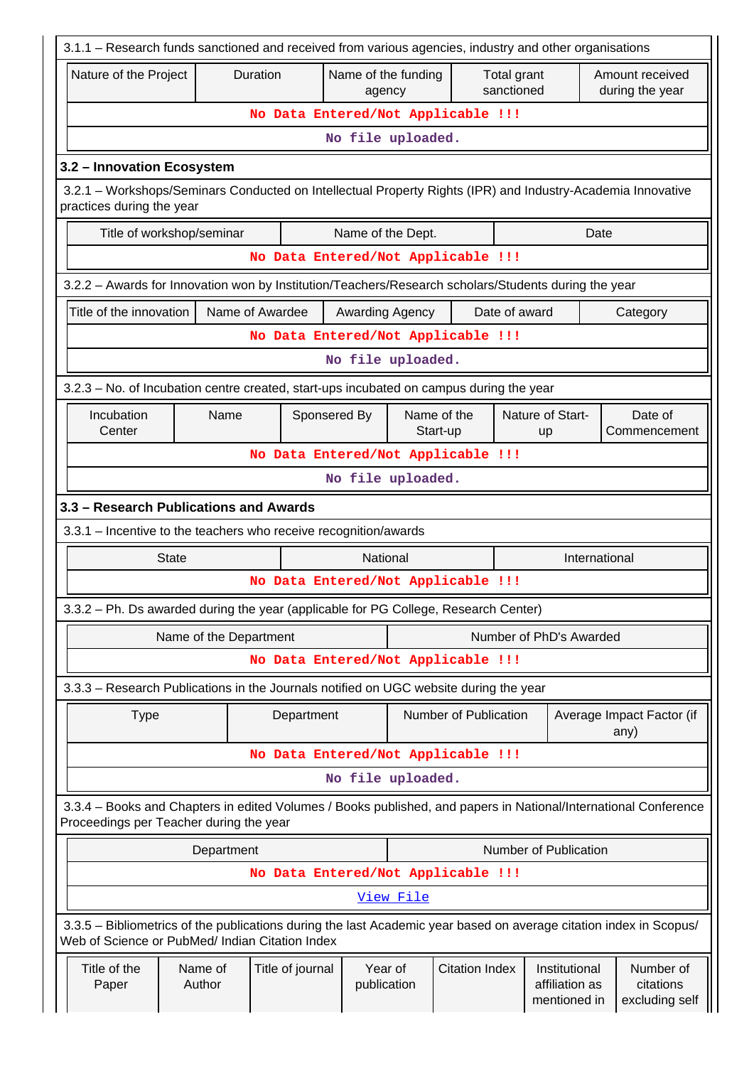3.1.1 – Research funds sanctioned and received from various agencies, industry and other organisations

| Nature of the Project | Duration | Name of the funding agency | Total grant sanctioned | Amount received during the year |
|---|---|---|---|---|
| No Data Entered/Not Applicable !!! | | | | |
| No file uploaded. | | | | |

**3.2 – Innovation Ecosystem**

3.2.1 – Workshops/Seminars Conducted on Intellectual Property Rights (IPR) and Industry-Academia Innovative practices during the year

| Title of workshop/seminar | Name of the Dept. | Date |
|---|---|---|
| No Data Entered/Not Applicable !!! | | |

3.2.2 – Awards for Innovation won by Institution/Teachers/Research scholars/Students during the year

| Title of the innovation | Name of Awardee | Awarding Agency | Date of award | Category |
|---|---|---|---|---|
| No Data Entered/Not Applicable !!! | | | | |
| No file uploaded. | | | | |

3.2.3 – No. of Incubation centre created, start-ups incubated on campus during the year

| Incubation Center | Name | Sponsered By | Name of the Start-up | Nature of Start-up | Date of Commencement |
|---|---|---|---|---|---|
| No Data Entered/Not Applicable !!! | | | | | |
| No file uploaded. | | | | | |

**3.3 – Research Publications and Awards**

3.3.1 – Incentive to the teachers who receive recognition/awards

| State | National | International |
|---|---|---|
| No Data Entered/Not Applicable !!! | | |

3.3.2 – Ph. Ds awarded during the year (applicable for PG College, Research Center)

| Name of the Department | Number of PhD's Awarded |
|---|---|
| No Data Entered/Not Applicable !!! | |

3.3.3 – Research Publications in the Journals notified on UGC website during the year

| Type | Department | Number of Publication | Average Impact Factor (if any) |
|---|---|---|---|
| No Data Entered/Not Applicable !!! | | | |
| No file uploaded. | | | |

3.3.4 – Books and Chapters in edited Volumes / Books published, and papers in National/International Conference Proceedings per Teacher during the year

| Department | Number of Publication |
|---|---|
| No Data Entered/Not Applicable !!! | |
| View File | |

3.3.5 – Bibliometrics of the publications during the last Academic year based on average citation index in Scopus/ Web of Science or PubMed/ Indian Citation Index

| Title of the Paper | Name of Author | Title of journal | Year of publication | Citation Index | Institutional affiliation as mentioned in | Number of citations excluding self |
|---|---|---|---|---|---|---|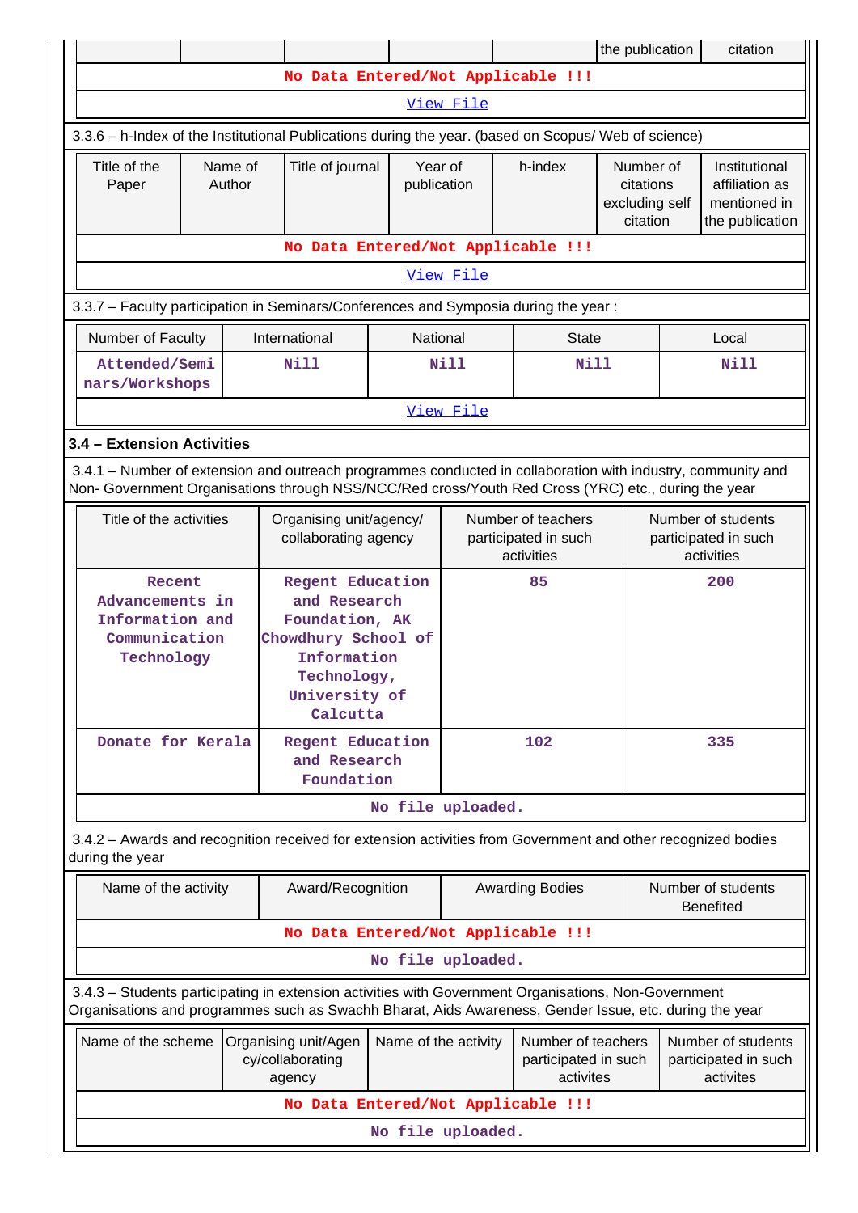| | | | | | the publication | citation |
|---|---|---|---|---|---|---|
| No Data Entered/Not Applicable !!! | | | | | | |
| View File | | | | | | |

3.3.6 – h-Index of the Institutional Publications during the year. (based on Scopus/ Web of science)

| Title of the Paper | Name of Author | Title of journal | Year of publication | h-index | Number of citations excluding self citation | Institutional affiliation as mentioned in the publication |
|---|---|---|---|---|---|---|
| No Data Entered/Not Applicable !!! | | | | | | |
| View File | | | | | | |

3.3.7 – Faculty participation in Seminars/Conferences and Symposia during the year :

| Number of Faculty | International | National | State | Local |
|---|---|---|---|---|
| Attended/Seminars/Workshops | Nill | Nill | Nill | Nill |
| View File | | | | |

### 3.4 – Extension Activities

3.4.1 – Number of extension and outreach programmes conducted in collaboration with industry, community and Non- Government Organisations through NSS/NCC/Red cross/Youth Red Cross (YRC) etc., during the year

| Title of the activities | Organising unit/agency/ collaborating agency | Number of teachers participated in such activities | Number of students participated in such activities |
|---|---|---|---|
| Recent Advancements in Information and Communication Technology | Regent Education and Research Foundation, AK Chowdhury School of Information Technology, University of Calcutta | 85 | 200 |
| Donate for Kerala | Regent Education and Research Foundation | 102 | 335 |
| No file uploaded. | | | |

3.4.2 – Awards and recognition received for extension activities from Government and other recognized bodies during the year

| Name of the activity | Award/Recognition | Awarding Bodies | Number of students Benefited |
|---|---|---|---|
| No Data Entered/Not Applicable !!! | | | |
| No file uploaded. | | | |

3.4.3 – Students participating in extension activities with Government Organisations, Non-Government Organisations and programmes such as Swachh Bharat, Aids Awareness, Gender Issue, etc. during the year

| Name of the scheme | Organising unit/Agency/collaborating agency | Name of the activity | Number of teachers participated in such activites | Number of students participated in such activites |
|---|---|---|---|---|
| No Data Entered/Not Applicable !!! | | | | |
| No file uploaded. | | | | |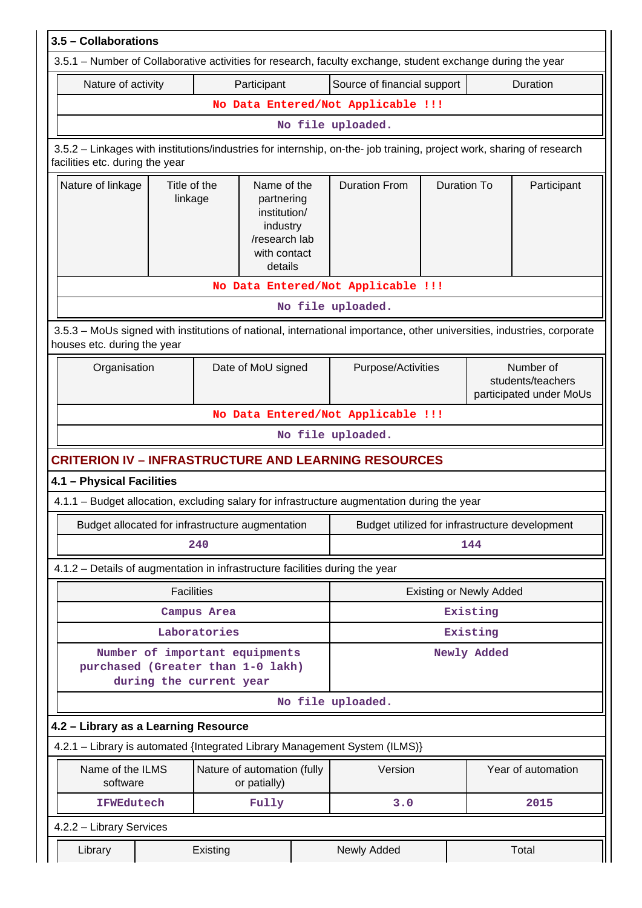### 3.5 – Collaborations

3.5.1 – Number of Collaborative activities for research, faculty exchange, student exchange during the year

| Nature of activity | Participant | Source of financial support | Duration |
|---|---|---|---|
| No Data Entered/Not Applicable !!! | | | |
| No file uploaded. | | | |

3.5.2 – Linkages with institutions/industries for internship, on-the- job training, project work, sharing of research facilities etc. during the year

| Nature of linkage | Title of the linkage | Name of the partnering institution/ industry /research lab with contact details | Duration From | Duration To | Participant |
|---|---|---|---|---|---|
| No Data Entered/Not Applicable !!! | | | | | |
| No file uploaded. | | | | | |

3.5.3 – MoUs signed with institutions of national, international importance, other universities, industries, corporate houses etc. during the year

| Organisation | Date of MoU signed | Purpose/Activities | Number of students/teachers participated under MoUs |
|---|---|---|---|
| No Data Entered/Not Applicable !!! | | | |
| No file uploaded. | | | |

## CRITERION IV – INFRASTRUCTURE AND LEARNING RESOURCES

### 4.1 – Physical Facilities

4.1.1 – Budget allocation, excluding salary for infrastructure augmentation during the year

| Budget allocated for infrastructure augmentation | Budget utilized for infrastructure development |
|---|---|
| 240 | 144 |

4.1.2 – Details of augmentation in infrastructure facilities during the year

| Facilities | Existing or Newly Added |
|---|---|
| Campus Area | Existing |
| Laboratories | Existing |
| Number of important equipments purchased (Greater than 1-0 lakh) during the current year | Newly Added |
| No file uploaded. | |

### 4.2 – Library as a Learning Resource

4.2.1 – Library is automated {Integrated Library Management System (ILMS)}

| Name of the ILMS software | Nature of automation (fully or patially) | Version | Year of automation |
|---|---|---|---|
| IFWEdutech | Fully | 3.0 | 2015 |

4.2.2 – Library Services

| Library | Existing | Newly Added | Total |
|---|---|---|---|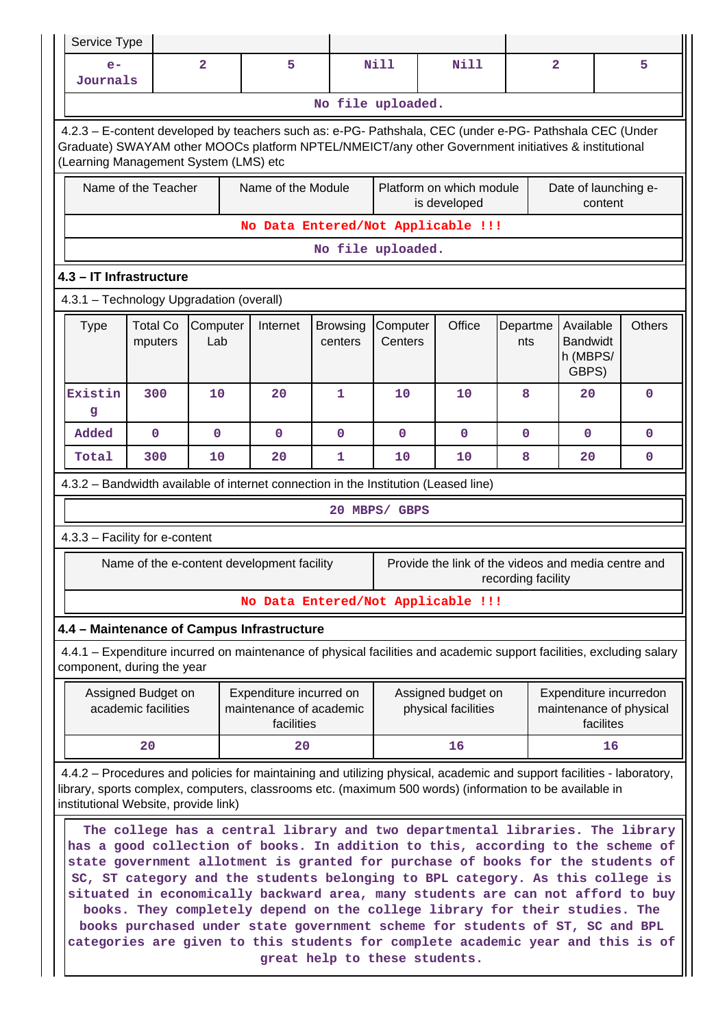| Service Type | | | | | | |
|---|---|---|---|---|---|---|
| e-Journals | 2 | 5 | Nill | Nill | 2 | 5 |

No file uploaded.

4.2.3 – E-content developed by teachers such as: e-PG- Pathshala, CEC (under e-PG- Pathshala CEC (Under Graduate) SWAYAM other MOOCs platform NPTEL/NMEICT/any other Government initiatives & institutional (Learning Management System (LMS) etc

| Name of the Teacher | Name of the Module | Platform on which module is developed | Date of launching e-content |
|---|---|---|---|

No Data Entered/Not Applicable !!!

No file uploaded.

**4.3 – IT Infrastructure**

4.3.1 – Technology Upgradation (overall)

| Type | Total Computers | Computer Lab | Internet | Browsing centers | Computer Centers | Office | Departments | Available Bandwidth (MBPS/ GBPS) | Others |
|---|---|---|---|---|---|---|---|---|---|
| Existing | 300 | 10 | 20 | 1 | 10 | 10 | 8 | 20 | 0 |
| Added | 0 | 0 | 0 | 0 | 0 | 0 | 0 | 0 | 0 |
| Total | 300 | 10 | 20 | 1 | 10 | 10 | 8 | 20 | 0 |

4.3.2 – Bandwidth available of internet connection in the Institution (Leased line)

20 MBPS/ GBPS

4.3.3 – Facility for e-content

| Name of the e-content development facility | Provide the link of the videos and media centre and recording facility |
|---|---|

No Data Entered/Not Applicable !!!

**4.4 – Maintenance of Campus Infrastructure**

4.4.1 – Expenditure incurred on maintenance of physical facilities and academic support facilities, excluding salary component, during the year

| Assigned Budget on academic facilities | Expenditure incurred on maintenance of academic facilities | Assigned budget on physical facilities | Expenditure incurredon maintenance of physical facilites |
|---|---|---|---|
| 20 | 20 | 16 | 16 |

4.4.2 – Procedures and policies for maintaining and utilizing physical, academic and support facilities - laboratory, library, sports complex, computers, classrooms etc. (maximum 500 words) (information to be available in institutional Website, provide link)

The college has a central library and two departmental libraries. The library has a good collection of books. In addition to this, according to the scheme of state government allotment is granted for purchase of books for the students of SC, ST category and the students belonging to BPL category. As this college is situated in economically backward area, many students are can not afford to buy books. They completely depend on the college library for their studies. The books purchased under state government scheme for students of ST, SC and BPL categories are given to this students for complete academic year and this is of great help to these students.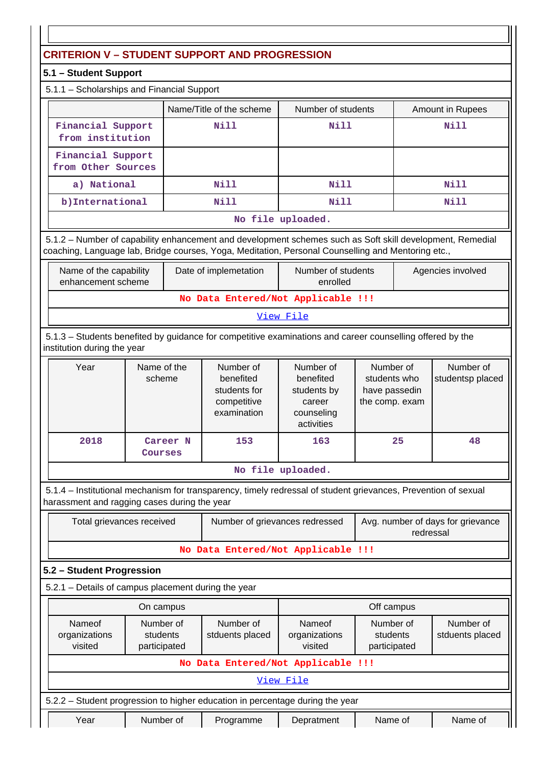## CRITERION V – STUDENT SUPPORT AND PROGRESSION

### 5.1 – Student Support

5.1.1 – Scholarships and Financial Support

| | Name/Title of the scheme | Number of students | Amount in Rupees |
|---|---|---|---|
| Financial Support from institution | Nill | Nill | Nill |
| Financial Support from Other Sources | | | |
| a) National | Nill | Nill | Nill |
| b)International | Nill | Nill | Nill |
| No file uploaded. | | | |

5.1.2 – Number of capability enhancement and development schemes such as Soft skill development, Remedial coaching, Language lab, Bridge courses, Yoga, Meditation, Personal Counselling and Mentoring etc.,

| Name of the capability enhancement scheme | Date of implemetation | Number of students enrolled | Agencies involved |
|---|---|---|---|
| No Data Entered/Not Applicable !!! | | | |
| View File | | | |

5.1.3 – Students benefited by guidance for competitive examinations and career counselling offered by the institution during the year

| Year | Name of the scheme | Number of benefited students for competitive examination | Number of benefited students by career counseling activities | Number of students who have passedin the comp. exam | Number of studentsp placed |
|---|---|---|---|---|---|
| 2018 | Career N Courses | 153 | 163 | 25 | 48 |
| No file uploaded. | | | | | |

5.1.4 – Institutional mechanism for transparency, timely redressal of student grievances, Prevention of sexual harassment and ragging cases during the year

| Total grievances received | Number of grievances redressed | Avg. number of days for grievance redressal |
|---|---|---|
| No Data Entered/Not Applicable !!! | | |

### 5.2 – Student Progression

5.2.1 – Details of campus placement during the year

| On campus | | | Off campus | | |
|---|---|---|---|---|---|
| Nameof organizations visited | Number of students participated | Number of stduents placed | Nameof organizations visited | Number of students participated | Number of stduents placed |
| No Data Entered/Not Applicable !!! | | | | | |
| View File | | | | | |

5.2.2 – Student progression to higher education in percentage during the year

| Year | Number of | Programme | Depratment | Name of | Name of |
|---|---|---|---|---|---|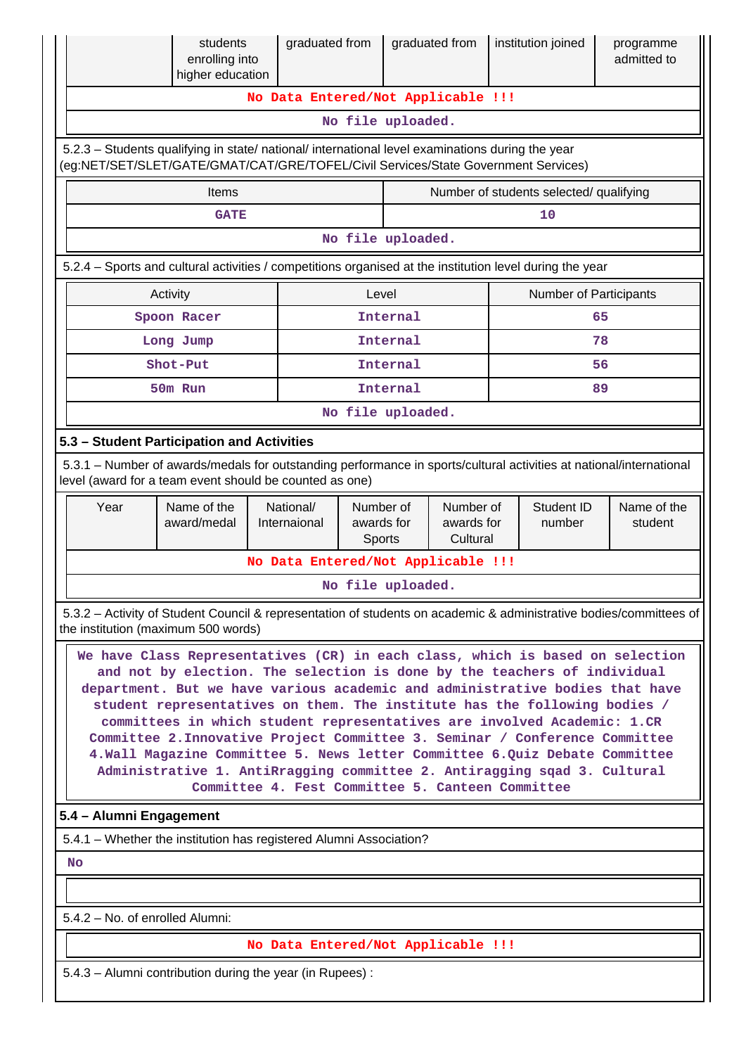| | students enrolling into higher education | graduated from | graduated from | institution joined | programme admitted to |
|---|---|---|---|---|---|
| No Data Entered/Not Applicable !!! | | | | | |
| No file uploaded. | | | | | |

5.2.3 – Students qualifying in state/ national/ international level examinations during the year (eg:NET/SET/SLET/GATE/GMAT/CAT/GRE/TOFEL/Civil Services/State Government Services)

| Items | Number of students selected/ qualifying |
|---|---|
| GATE | 10 |
| No file uploaded. | |

5.2.4 – Sports and cultural activities / competitions organised at the institution level during the year

| Activity | Level | Number of Participants |
|---|---|---|
| Spoon Racer | Internal | 65 |
| Long Jump | Internal | 78 |
| Shot-Put | Internal | 56 |
| 50m Run | Internal | 89 |
| No file uploaded. | | |

**5.3 – Student Participation and Activities**

5.3.1 – Number of awards/medals for outstanding performance in sports/cultural activities at national/international level (award for a team event should be counted as one)

| Year | Name of the award/medal | National/ Internaional | Number of awards for Sports | Number of awards for Cultural | Student ID number | Name of the student |
|---|---|---|---|---|---|---|
| No Data Entered/Not Applicable !!! | | | | | | |
| No file uploaded. | | | | | | |

5.3.2 – Activity of Student Council & representation of students on academic & administrative bodies/committees of the institution (maximum 500 words)

We have Class Representatives (CR) in each class, which is based on selection and not by election. The selection is done by the teachers of individual department. But we have various academic and administrative bodies that have student representatives on them. The institute has the following bodies / committees in which student representatives are involved Academic: 1.CR Committee 2.Innovative Project Committee 3. Seminar / Conference Committee 4.Wall Magazine Committee 5. News letter Committee 6.Quiz Debate Committee Administrative 1. AntiRragging committee 2. Antiragging sqad 3. Cultural Committee 4. Fest Committee 5. Canteen Committee

**5.4 – Alumni Engagement**

5.4.1 – Whether the institution has registered Alumni Association?

No

5.4.2 – No. of enrolled Alumni:

No Data Entered/Not Applicable !!!

5.4.3 – Alumni contribution during the year (in Rupees) :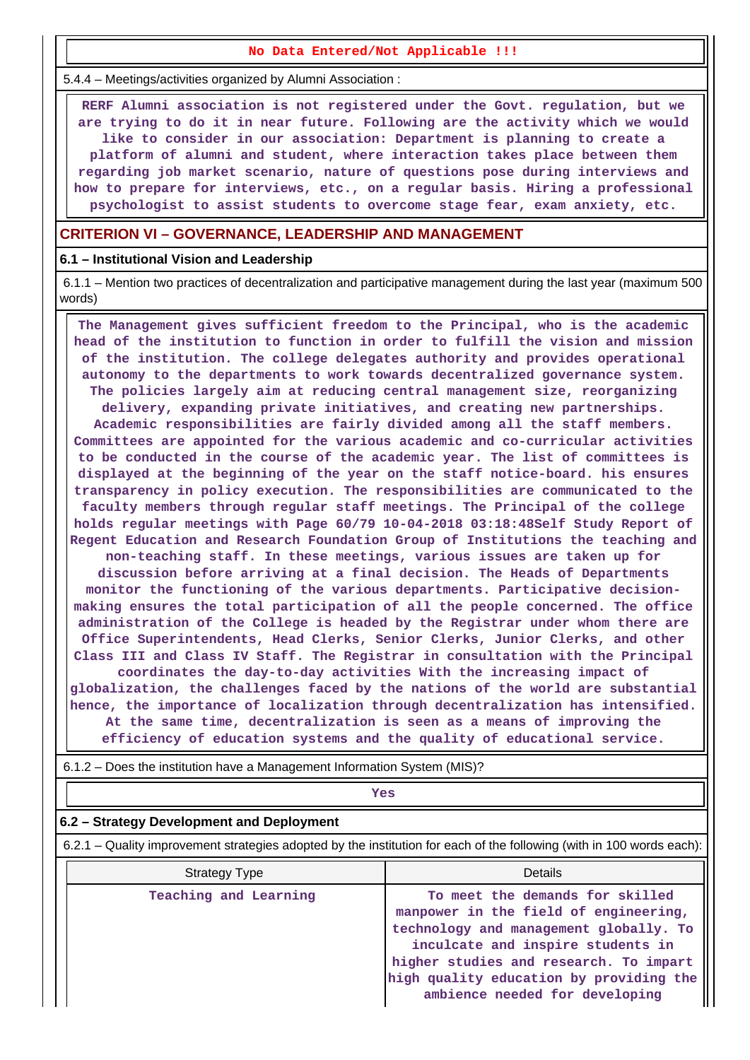**No Data Entered/Not Applicable !!!**

5.4.4 – Meetings/activities organized by Alumni Association :

RERF Alumni association is not registered under the Govt. regulation, but we are trying to do it in near future. Following are the activity which we would like to consider in our association: Department is planning to create a platform of alumni and student, where interaction takes place between them regarding job market scenario, nature of questions pose during interviews and how to prepare for interviews, etc., on a regular basis. Hiring a professional psychologist to assist students to overcome stage fear, exam anxiety, etc.

## CRITERION VI – GOVERNANCE, LEADERSHIP AND MANAGEMENT

### 6.1 – Institutional Vision and Leadership

6.1.1 – Mention two practices of decentralization and participative management during the last year (maximum 500 words)

The Management gives sufficient freedom to the Principal, who is the academic head of the institution to function in order to fulfill the vision and mission of the institution. The college delegates authority and provides operational autonomy to the departments to work towards decentralized governance system. The policies largely aim at reducing central management size, reorganizing delivery, expanding private initiatives, and creating new partnerships. Academic responsibilities are fairly divided among all the staff members. Committees are appointed for the various academic and co-curricular activities to be conducted in the course of the academic year. The list of committees is displayed at the beginning of the year on the staff notice-board. his ensures transparency in policy execution. The responsibilities are communicated to the faculty members through regular staff meetings. The Principal of the college holds regular meetings with Page 60/79 10-04-2018 03:18:48Self Study Report of Regent Education and Research Foundation Group of Institutions the teaching and non-teaching staff. In these meetings, various issues are taken up for discussion before arriving at a final decision. The Heads of Departments monitor the functioning of the various departments. Participative decision-making ensures the total participation of all the people concerned. The office administration of the College is headed by the Registrar under whom there are Office Superintendents, Head Clerks, Senior Clerks, Junior Clerks, and other Class III and Class IV Staff. The Registrar in consultation with the Principal coordinates the day-to-day activities With the increasing impact of globalization, the challenges faced by the nations of the world are substantial hence, the importance of localization through decentralization has intensified. At the same time, decentralization is seen as a means of improving the efficiency of education systems and the quality of educational service.

6.1.2 – Does the institution have a Management Information System (MIS)?

Yes

### 6.2 – Strategy Development and Deployment

6.2.1 – Quality improvement strategies adopted by the institution for each of the following (with in 100 words each):

| Strategy Type | Details |
|---|---|
| Teaching and Learning | To meet the demands for skilled manpower in the field of engineering, technology and management globally. To inculcate and inspire students in higher studies and research. To impart high quality education by providing the ambience needed for developing |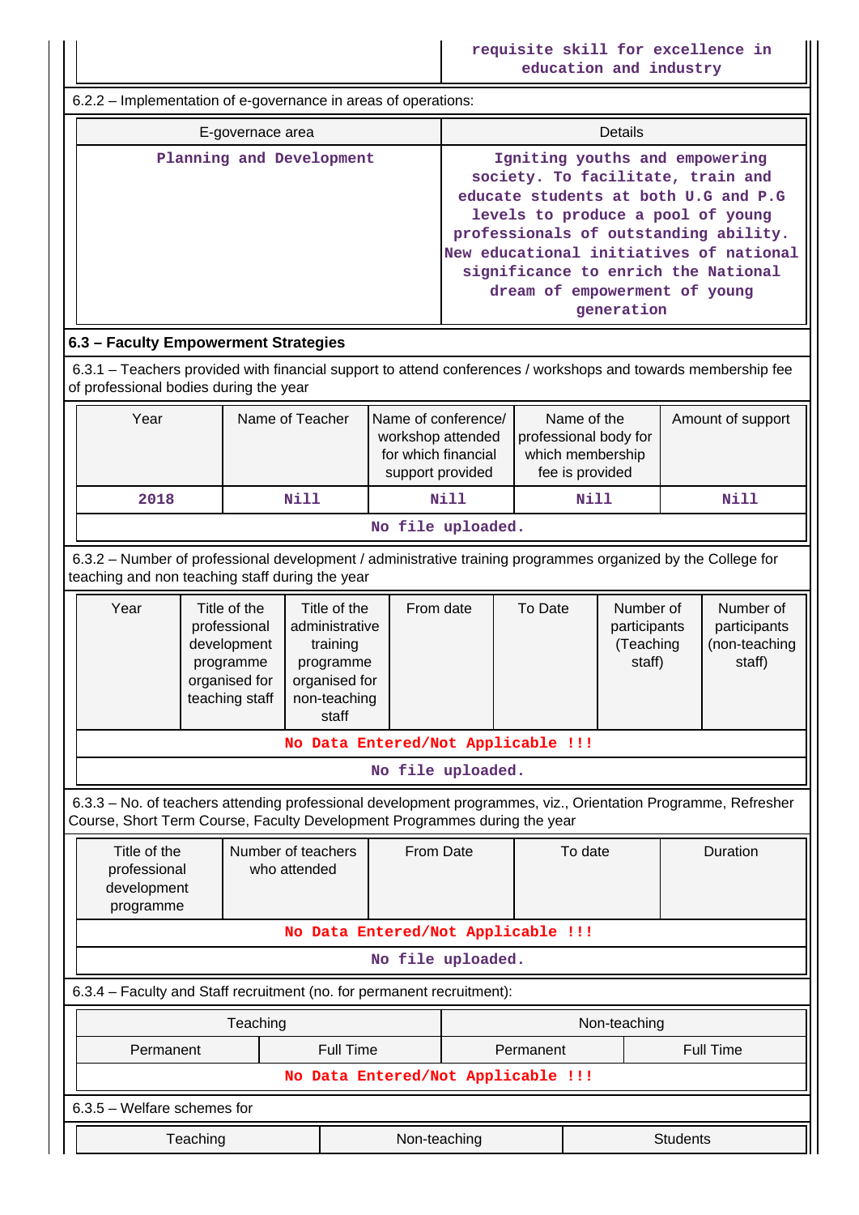| | requisite skill for excellence in education and industry |
|---|---|

6.2.2 – Implementation of e-governance in areas of operations:

| E-governace area | Details |
|---|---|
| Planning and Development | Igniting youths and empowering society. To facilitate, train and educate students at both U.G and P.G levels to produce a pool of young professionals of outstanding ability. New educational initiatives of national significance to enrich the National dream of empowerment of young generation |

**6.3 – Faculty Empowerment Strategies**

6.3.1 – Teachers provided with financial support to attend conferences / workshops and towards membership fee of professional bodies during the year

| Year | Name of Teacher | Name of conference/ workshop attended for which financial support provided | Name of the professional body for which membership fee is provided | Amount of support |
|---|---|---|---|---|
| 2018 | Nill | Nill | Nill | Nill |
| No file uploaded. | | | | |

6.3.2 – Number of professional development / administrative training programmes organized by the College for teaching and non teaching staff during the year

| Year | Title of the professional development programme organised for teaching staff | Title of the administrative training programme organised for non-teaching staff | From date | To Date | Number of participants (Teaching staff) | Number of participants (non-teaching staff) |
|---|---|---|---|---|---|---|
| No Data Entered/Not Applicable !!! | | | | | | |
| No file uploaded. | | | | | | |

6.3.3 – No. of teachers attending professional development programmes, viz., Orientation Programme, Refresher Course, Short Term Course, Faculty Development Programmes during the year

| Title of the professional development programme | Number of teachers who attended | From Date | To date | Duration |
|---|---|---|---|---|
| No Data Entered/Not Applicable !!! | | | | |
| No file uploaded. | | | | |

6.3.4 – Faculty and Staff recruitment (no. for permanent recruitment):

| Teaching | | Non-teaching | |
|---|---|---|---|
| Permanent | Full Time | Permanent | Full Time |
| No Data Entered/Not Applicable !!! | | | |

6.3.5 – Welfare schemes for

| Teaching | Non-teaching | Students |
|---|---|---|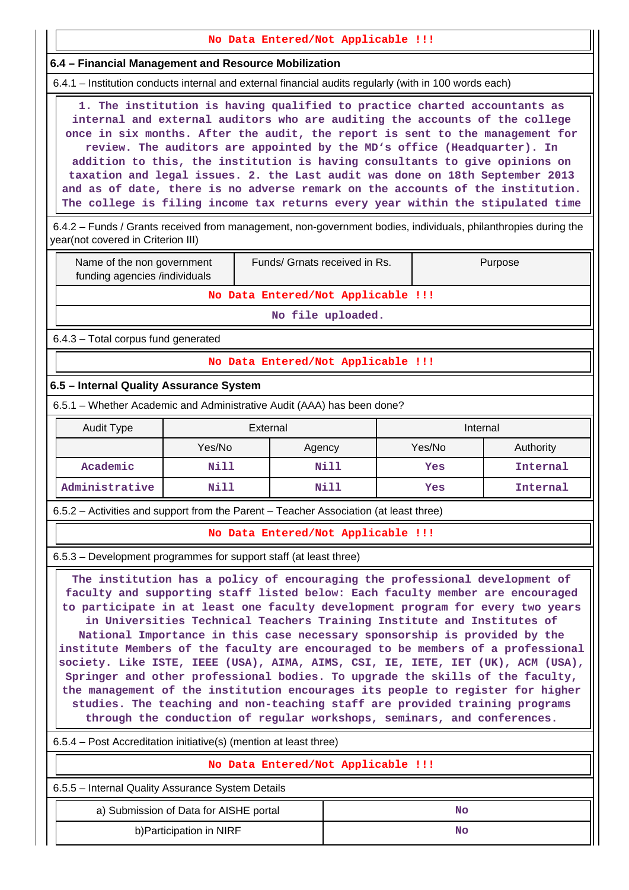No Data Entered/Not Applicable !!!

**6.4 – Financial Management and Resource Mobilization**

6.4.1 – Institution conducts internal and external financial audits regularly (with in 100 words each)

1. The institution is having qualified to practice charted accountants as internal and external auditors who are auditing the accounts of the college once in six months. After the audit, the report is sent to the management for review. The auditors are appointed by the MD's office (Headquarter). In addition to this, the institution is having consultants to give opinions on taxation and legal issues. 2. the Last audit was done on 18th September 2013 and as of date, there is no adverse remark on the accounts of the institution. The college is filing income tax returns every year within the stipulated time

6.4.2 – Funds / Grants received from management, non-government bodies, individuals, philanthropies during the year(not covered in Criterion III)

| Name of the non government funding agencies /individuals | Funds/ Grnats received in Rs. | Purpose |
|---|---|---|
| No Data Entered/Not Applicable !!! | | |
| No file uploaded. | | |

6.4.3 – Total corpus fund generated

No Data Entered/Not Applicable !!!

**6.5 – Internal Quality Assurance System**

6.5.1 – Whether Academic and Administrative Audit (AAA) has been done?

| Audit Type | External | | Internal | |
|---|---|---|---|---|
| | Yes/No | Agency | Yes/No | Authority |
| Academic | Nill | Nill | Yes | Internal |
| Administrative | Nill | Nill | Yes | Internal |

6.5.2 – Activities and support from the Parent – Teacher Association (at least three)

No Data Entered/Not Applicable !!!

6.5.3 – Development programmes for support staff (at least three)

The institution has a policy of encouraging the professional development of faculty and supporting staff listed below: Each faculty member are encouraged to participate in at least one faculty development program for every two years in Universities Technical Teachers Training Institute and Institutes of National Importance in this case necessary sponsorship is provided by the institute Members of the faculty are encouraged to be members of a professional society. Like ISTE, IEEE (USA), AIMA, AIMS, CSI, IE, IETE, IET (UK), ACM (USA), Springer and other professional bodies. To upgrade the skills of the faculty, the management of the institution encourages its people to register for higher studies. The teaching and non-teaching staff are provided training programs through the conduction of regular workshops, seminars, and conferences.

6.5.4 – Post Accreditation initiative(s) (mention at least three)

No Data Entered/Not Applicable !!!

6.5.5 – Internal Quality Assurance System Details

| | |
|---|---|
| a) Submission of Data for AISHE portal | No |
| b)Participation in NIRF | No |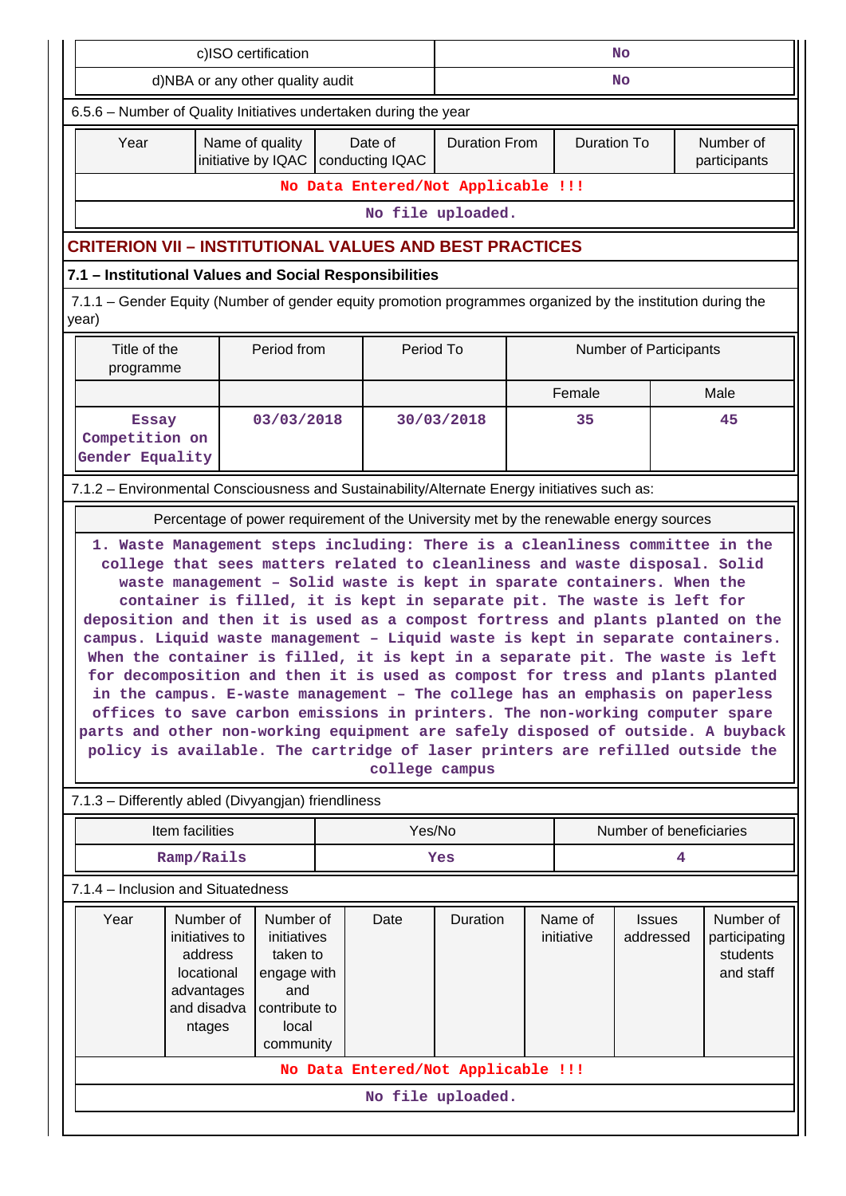| c)ISO certification | No |
|---|---|
| d)NBA or any other quality audit | No |

6.5.6 – Number of Quality Initiatives undertaken during the year

| Year | Name of quality initiative by IQAC | Date of conducting IQAC | Duration From | Duration To | Number of participants |
|---|---|---|---|---|---|
| No Data Entered/Not Applicable !!! | | | | | |
| No file uploaded. | | | | | |

## CRITERION VII – INSTITUTIONAL VALUES AND BEST PRACTICES

### 7.1 – Institutional Values and Social Responsibilities

7.1.1 – Gender Equity (Number of gender equity promotion programmes organized by the institution during the year)

| Title of the programme | Period from | Period To | Number of Participants | |
|---|---|---|---|---|
| | | | Female | Male |
| Essay Competition on Gender Equality | 03/03/2018 | 30/03/2018 | 35 | 45 |

7.1.2 – Environmental Consciousness and Sustainability/Alternate Energy initiatives such as:

| Percentage of power requirement of the University met by the renewable energy sources |
|---|
| 1. Waste Management steps including: There is a cleanliness committee in the college that sees matters related to cleanliness and waste disposal. Solid waste management – Solid waste is kept in sparate containers. When the container is filled, it is kept in separate pit. The waste is left for deposition and then it is used as a compost fortress and plants planted on the campus. Liquid waste management – Liquid waste is kept in separate containers. When the container is filled, it is kept in a separate pit. The waste is left for decomposition and then it is used as compost for tress and plants planted in the campus. E-waste management – The college has an emphasis on paperless offices to save carbon emissions in printers. The non-working computer spare parts and other non-working equipment are safely disposed of outside. A buyback policy is available. The cartridge of laser printers are refilled outside the college campus |

7.1.3 – Differently abled (Divyangjan) friendliness

| Item facilities | Yes/No | Number of beneficiaries |
|---|---|---|
| Ramp/Rails | Yes | 4 |

7.1.4 – Inclusion and Situatedness

| Year | Number of initiatives to address locational advantages and disadvantages | Number of initiatives taken to engage with and contribute to local community | Date | Duration | Name of initiative | Issues addressed | Number of participating students and staff |
|---|---|---|---|---|---|---|---|
| No Data Entered/Not Applicable !!! | | | | | | | |
| No file uploaded. | | | | | | | |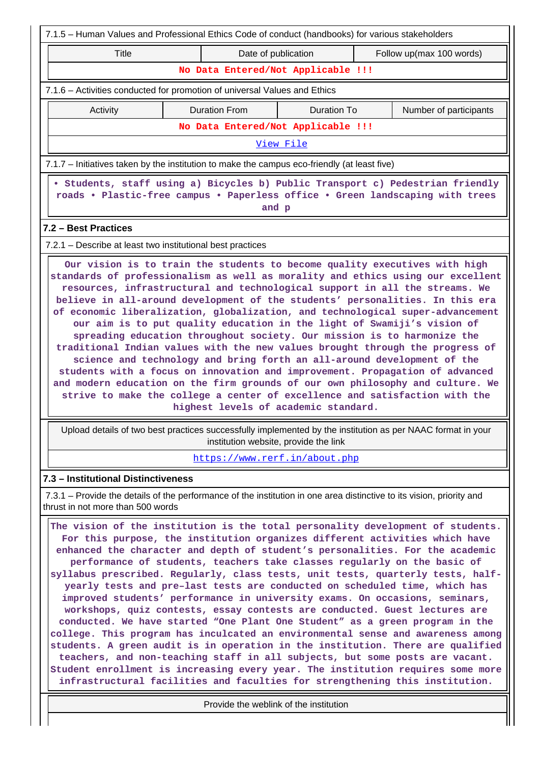7.1.5 – Human Values and Professional Ethics Code of conduct (handbooks) for various stakeholders

| Title | Date of publication | Follow up(max 100 words) |
|---|---|---|
| No Data Entered/Not Applicable !!! | | |

7.1.6 – Activities conducted for promotion of universal Values and Ethics

| Activity | Duration From | Duration To | Number of participants |
|---|---|---|---|
| No Data Entered/Not Applicable !!! | | | |

View File

7.1.7 – Initiatives taken by the institution to make the campus eco-friendly (at least five)

• Students, staff using a) Bicycles b) Public Transport c) Pedestrian friendly roads • Plastic-free campus • Paperless office • Green landscaping with trees and p

## 7.2 – Best Practices

7.2.1 – Describe at least two institutional best practices

Our vision is to train the students to become quality executives with high standards of professionalism as well as morality and ethics using our excellent resources, infrastructural and technological support in all the streams. We believe in all-around development of the students' personalities. In this era of economic liberalization, globalization, and technological super-advancement our aim is to put quality education in the light of Swamiji's vision of spreading education throughout society. Our mission is to harmonize the traditional Indian values with the new values brought through the progress of science and technology and bring forth an all-around development of the students with a focus on innovation and improvement. Propagation of advanced and modern education on the firm grounds of our own philosophy and culture. We strive to make the college a center of excellence and satisfaction with the highest levels of academic standard.

Upload details of two best practices successfully implemented by the institution as per NAAC format in your institution website, provide the link

https://www.rerf.in/about.php

## 7.3 – Institutional Distinctiveness

7.3.1 – Provide the details of the performance of the institution in one area distinctive to its vision, priority and thrust in not more than 500 words

The vision of the institution is the total personality development of students. For this purpose, the institution organizes different activities which have enhanced the character and depth of student's personalities. For the academic performance of students, teachers take classes regularly on the basic of syllabus prescribed. Regularly, class tests, unit tests, quarterly tests, half-yearly tests and pre–last tests are conducted on scheduled time, which has improved students' performance in university exams. On occasions, seminars, workshops, quiz contests, essay contests are conducted. Guest lectures are conducted. We have started "One Plant One Student" as a green program in the college. This program has inculcated an environmental sense and awareness among students. A green audit is in operation in the institution. There are qualified teachers, and non-teaching staff in all subjects, but some posts are vacant. Student enrollment is increasing every year. The institution requires some more infrastructural facilities and faculties for strengthening this institution.

Provide the weblink of the institution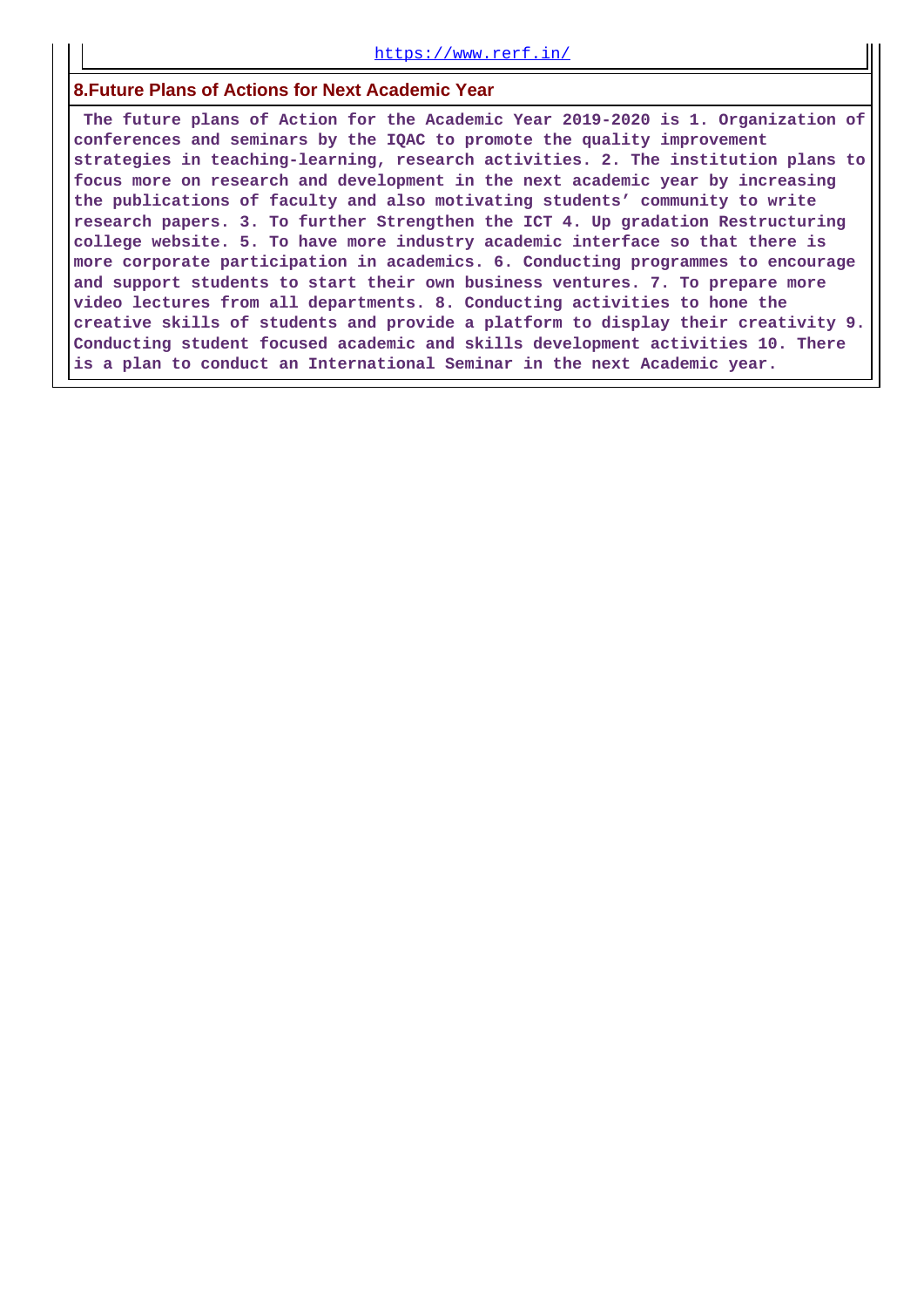https://www.rerf.in/

## 8.Future Plans of Actions for Next Academic Year

**The future plans of Action for the Academic Year 2019-2020 is 1. Organization of conferences and seminars by the IQAC to promote the quality improvement strategies in teaching-learning, research activities. 2. The institution plans to focus more on research and development in the next academic year by increasing the publications of faculty and also motivating students' community to write research papers. 3. To further Strengthen the ICT 4. Up gradation Restructuring college website. 5. To have more industry academic interface so that there is more corporate participation in academics. 6. Conducting programmes to encourage and support students to start their own business ventures. 7. To prepare more video lectures from all departments. 8. Conducting activities to hone the creative skills of students and provide a platform to display their creativity 9. Conducting student focused academic and skills development activities 10. There is a plan to conduct an International Seminar in the next Academic year.**